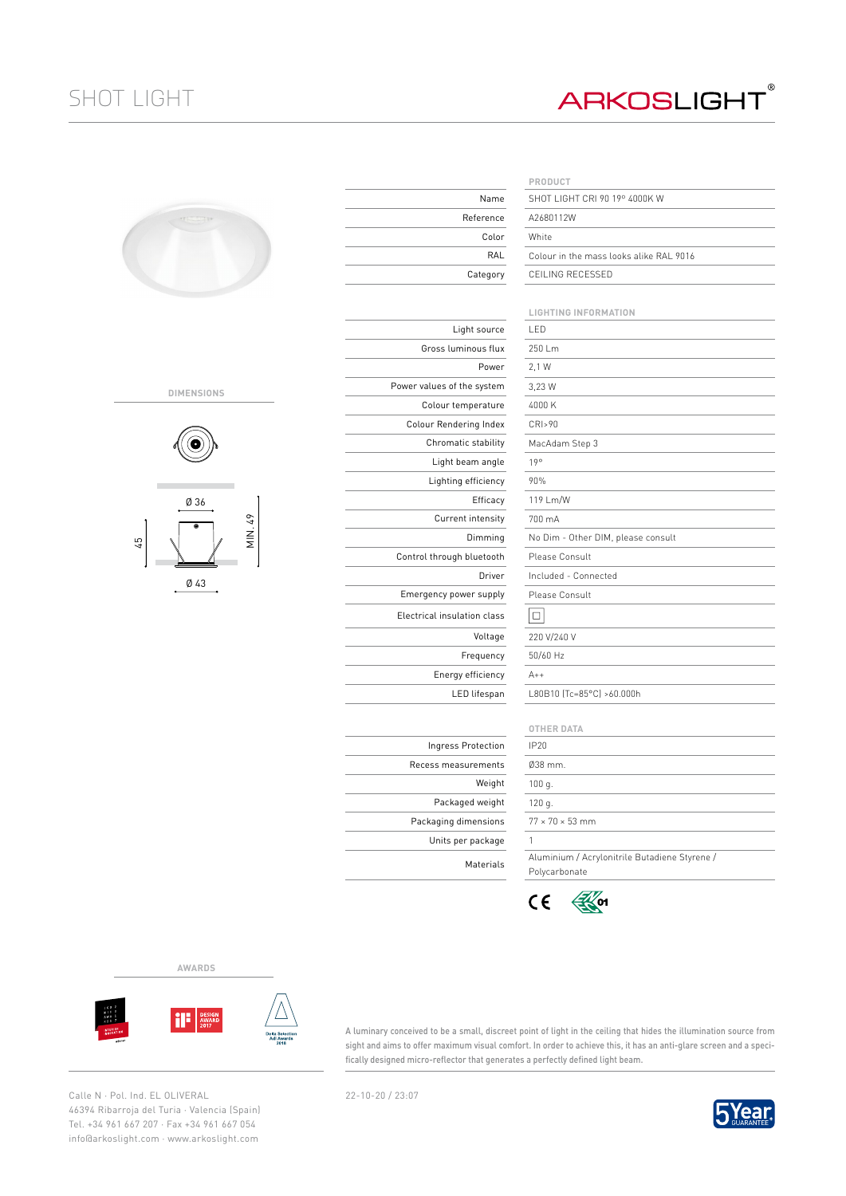# SHOT LIGHT

ARKOSLIGHT®

## PRODUCT

| | |
|---|---|
| Name | SHOT LIGHT CRI 90 19º 4000K W |
| Reference | A2680112W |
| Color | White |
| RAL | Colour in the mass looks alike RAL 9016 |
| Category | CEILING RECESSED |

## LIGHTING INFORMATION

| | |
|---|---|
| Light source | LED |
| Gross luminous flux | 250 Lm |
| Power | 2,1 W |
| Power values of the system | 3,23 W |
| Colour temperature | 4000 K |
| Colour Rendering Index | CRI>90 |
| Chromatic stability | MacAdam Step 3 |
| Light beam angle | 19º |
| Lighting efficiency | 90% |
| Efficacy | 119 Lm/W |
| Current intensity | 700 mA |
| Dimming | No Dim - Other DIM, please consult |
| Control through bluetooth | Please Consult |
| Driver | Included - Connected |
| Emergency power supply | Please Consult |
| Electrical insulation class | ☐ |
| Voltage | 220 V/240 V |
| Frequency | 50/60 Hz |
| Energy efficiency | A++ |
| LED lifespan | L80B10 (Tc=85°C) >60.000h |

## OTHER DATA

| | |
|---|---|
| Ingress Protection | IP20 |
| Recess measurements | Ø38 mm. |
| Weight | 100 g. |
| Packaged weight | 120 g. |
| Packaging dimensions | 77 × 70 × 53 mm |
| Units per package | 1 |
| Materials | Aluminium / Acrylonitrile Butadiene Styrene / Polycarbonate |

CE

## DIMENSIONS

Ø 36

45

MIN. 49

Ø 43

## AWARDS

A luminary conceived to be a small, discreet point of light in the ceiling that hides the illumination source from sight and aims to offer maximum visual comfort. In order to achieve this, it has an anti-glare screen and a specifically designed micro-reflector that generates a perfectly defined light beam.

Calle N · Pol. Ind. EL OLIVERAL
46394 Ribarroja del Turia · Valencia (Spain)
Tel. +34 961 667 207 · Fax +34 961 667 054
info@arkoslight.com · www.arkoslight.com

22-10-20 / 23:07

5 Year GUARANTEE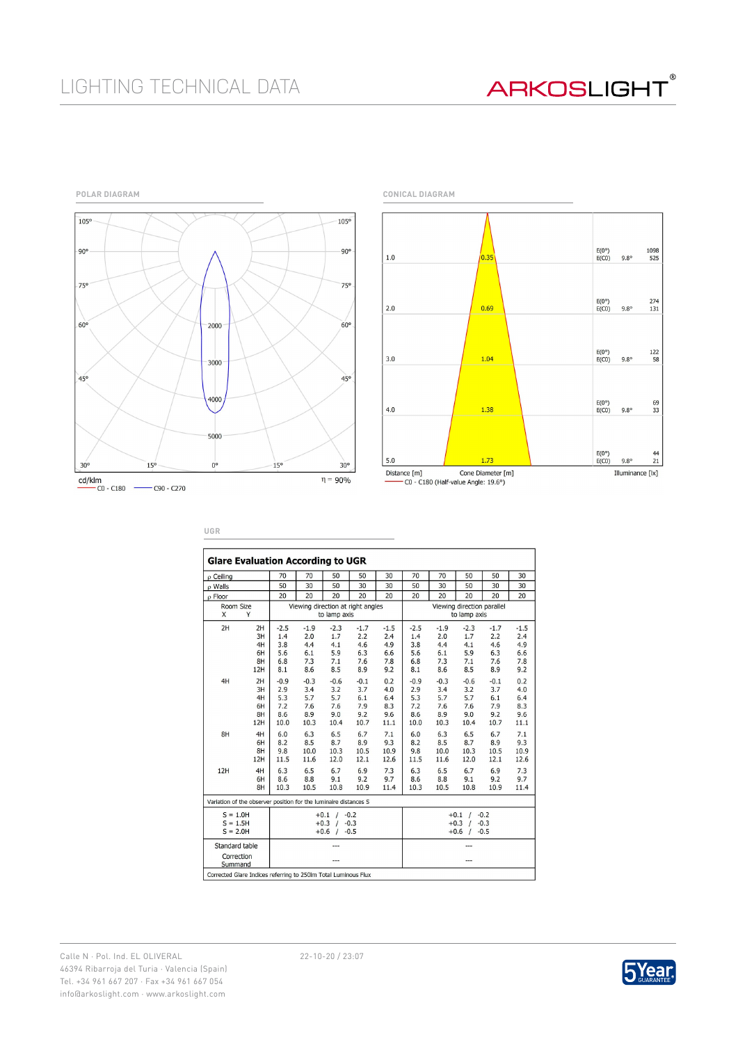# LIGHTING TECHNICAL DATA

ARKOSLIGHT®

## POLAR DIAGRAM

105° 105°
90° 90°
75° 75°
60° 60°
45° 45°
2000
3000
4000
5000
30° 15° 0° 15° 30°
cd/klm
η = 90%
C0 - C180 C90 - C270

## CONICAL DIAGRAM

1.0 0.35 E(0°) E(C0) 9.8° 1098 525
2.0 0.69 E(0°) E(C0) 9.8° 274 131
3.0 1.04 E(0°) E(C0) 9.8° 122 58
4.0 1.38 E(0°) E(C0) 9.8° 69 33
5.0 1.73 E(0°) E(C0) 9.8° 44 21
Distance [m] Cone Diameter [m] Illuminance [lx]
C0 - C180 (Half-value Angle: 19.6°)

## UGR

**Glare Evaluation According to UGR**

| | | | | | | | | | | | |
|---|---|---|---|---|---|---|---|---|---|---|---|
| ρ Ceiling | | 70 | 70 | 50 | 50 | 30 | 70 | 70 | 50 | 50 | 30 |
| ρ Walls | | 50 | 30 | 50 | 30 | 30 | 50 | 30 | 50 | 30 | 30 |
| ρ Floor | | 20 | 20 | 20 | 20 | 20 | 20 | 20 | 20 | 20 | 20 |
| Room Size X | Y | Viewing direction at right angles to lamp axis | | | | | Viewing direction parallel to lamp axis | | | | |
| 2H | 2H | -2.5 | -1.9 | -2.3 | -1.7 | -1.5 | -2.5 | -1.9 | -2.3 | -1.7 | -1.5 |
| | 3H | 1.4 | 2.0 | 1.7 | 2.2 | 2.4 | 1.4 | 2.0 | 1.7 | 2.2 | 2.4 |
| | 4H | 3.8 | 4.4 | 4.1 | 4.6 | 4.9 | 3.8 | 4.4 | 4.1 | 4.6 | 4.9 |
| | 6H | 5.6 | 6.1 | 5.9 | 6.3 | 6.6 | 5.6 | 6.1 | 5.9 | 6.3 | 6.6 |
| | 8H | 6.8 | 7.3 | 7.1 | 7.6 | 7.8 | 6.8 | 7.3 | 7.1 | 7.6 | 7.8 |
| | 12H | 8.1 | 8.6 | 8.5 | 8.9 | 9.2 | 8.1 | 8.6 | 8.5 | 8.9 | 9.2 |
| 4H | 2H | -0.9 | -0.3 | -0.6 | -0.1 | 0.2 | -0.9 | -0.3 | -0.6 | -0.1 | 0.2 |
| | 3H | 2.9 | 3.4 | 3.2 | 3.7 | 4.0 | 2.9 | 3.4 | 3.2 | 3.7 | 4.0 |
| | 4H | 5.3 | 5.7 | 5.7 | 6.1 | 6.4 | 5.3 | 5.7 | 5.7 | 6.1 | 6.4 |
| | 6H | 7.2 | 7.6 | 7.6 | 7.9 | 8.3 | 7.2 | 7.6 | 7.6 | 7.9 | 8.3 |
| | 8H | 8.6 | 8.9 | 9.0 | 9.2 | 9.6 | 8.6 | 8.9 | 9.0 | 9.2 | 9.6 |
| | 12H | 10.0 | 10.3 | 10.4 | 10.7 | 11.1 | 10.0 | 10.3 | 10.4 | 10.7 | 11.1 |
| 8H | 4H | 6.0 | 6.3 | 6.5 | 6.7 | 7.1 | 6.0 | 6.3 | 6.5 | 6.7 | 7.1 |
| | 6H | 8.2 | 8.5 | 8.7 | 8.9 | 9.3 | 8.2 | 8.5 | 8.7 | 8.9 | 9.3 |
| | 8H | 9.8 | 10.0 | 10.3 | 10.5 | 10.9 | 9.8 | 10.0 | 10.3 | 10.5 | 10.9 |
| | 12H | 11.5 | 11.6 | 12.0 | 12.1 | 12.6 | 11.5 | 11.6 | 12.0 | 12.1 | 12.6 |
| 12H | 4H | 6.3 | 6.5 | 6.7 | 6.9 | 7.3 | 6.3 | 6.5 | 6.7 | 6.9 | 7.3 |
| | 6H | 8.6 | 8.8 | 9.1 | 9.2 | 9.7 | 8.6 | 8.8 | 9.1 | 9.2 | 9.7 |
| | 8H | 10.3 | 10.5 | 10.8 | 10.9 | 11.4 | 10.3 | 10.5 | 10.8 | 10.9 | 11.4 |
| Variation of the observer position for the luminaire distances S | | | | | | | | | | | |
| S = 1.0H | | +0.1 / -0.2 | | | | | +0.1 / -0.2 | | | | |
| S = 1.5H | | +0.3 / -0.3 | | | | | +0.3 / -0.3 | | | | |
| S = 2.0H | | +0.6 / -0.5 | | | | | +0.6 / -0.5 | | | | |
| Standard table | | --- | | | | | --- | | | | |
| Correction Summand | | --- | | | | | --- | | | | |

Corrected Glare Indices referring to 250lm Total Luminous Flux

Calle N · Pol. Ind. EL OLIVERAL
46394 Ribarroja del Turia · Valencia (Spain)
Tel. +34 961 667 207 · Fax +34 961 667 054
info@arkoslight.com · www.arkoslight.com

22-10-20 / 23:07

5 Year GUARANTEE